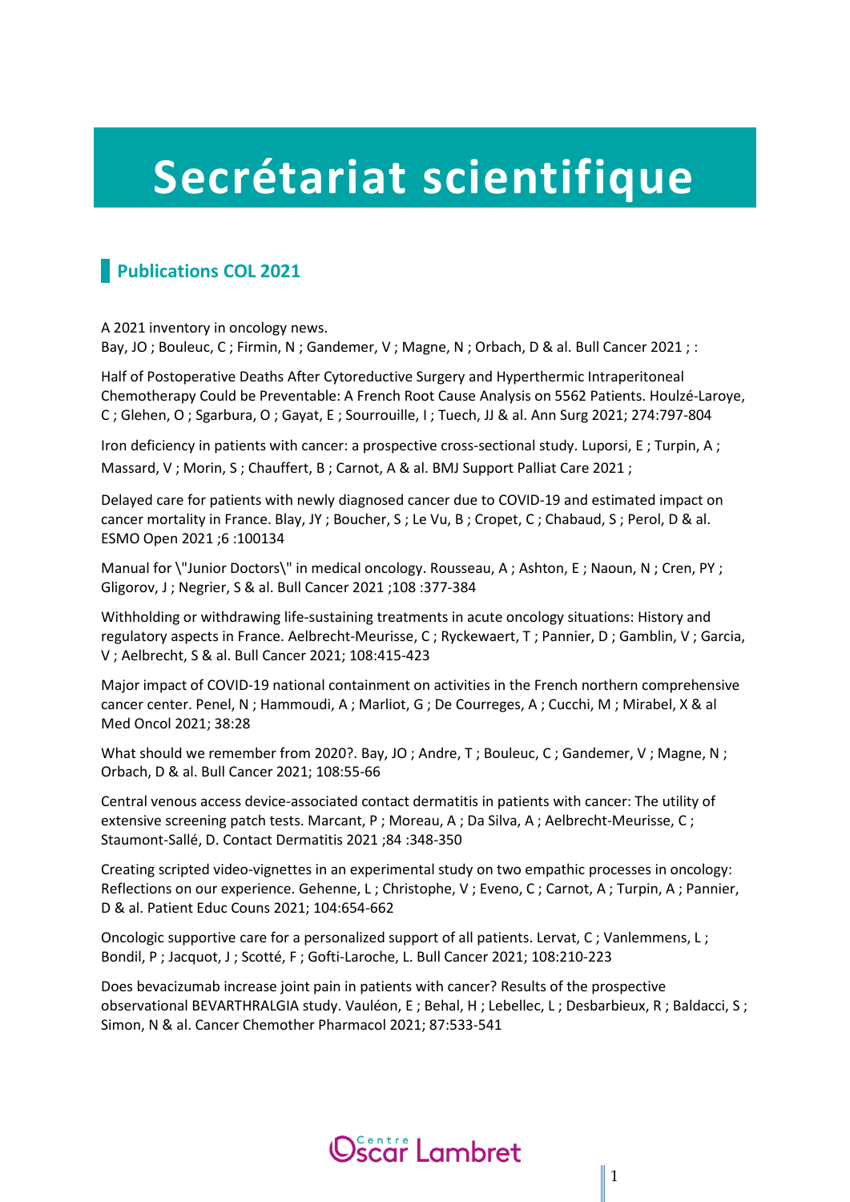# Secrétariat scientifique

## Publications COL 2021

A 2021 inventory in oncology news.
Bay, JO ; Bouleuc, C ; Firmin, N ; Gandemer, V ; Magne, N ; Orbach, D & al. Bull Cancer 2021 ; :

Half of Postoperative Deaths After Cytoreductive Surgery and Hyperthermic Intraperitoneal Chemotherapy Could be Preventable: A French Root Cause Analysis on 5562 Patients. Houlzé-Laroye, C ; Glehen, O ; Sgarbura, O ; Gayat, E ; Sourrouille, I ; Tuech, JJ & al. Ann Surg 2021; 274:797-804

Iron deficiency in patients with cancer: a prospective cross-sectional study. Luporsi, E ; Turpin, A ; Massard, V ; Morin, S ; Chauffert, B ; Carnot, A & al. BMJ Support Palliat Care 2021 ;

Delayed care for patients with newly diagnosed cancer due to COVID-19 and estimated impact on cancer mortality in France. Blay, JY ; Boucher, S ; Le Vu, B ; Cropet, C ; Chabaud, S ; Perol, D & al. ESMO Open 2021 ;6 :100134

Manual for \"Junior Doctors\" in medical oncology. Rousseau, A ; Ashton, E ; Naoun, N ; Cren, PY ; Gligorov, J ; Negrier, S & al. Bull Cancer 2021 ;108 :377-384

Withholding or withdrawing life-sustaining treatments in acute oncology situations: History and regulatory aspects in France. Aelbrecht-Meurisse, C ; Ryckewaert, T ; Pannier, D ; Gamblin, V ; Garcia, V ; Aelbrecht, S & al. Bull Cancer 2021; 108:415-423

Major impact of COVID-19 national containment on activities in the French northern comprehensive cancer center. Penel, N ; Hammoudi, A ; Marliot, G ; De Courreges, A ; Cucchi, M ; Mirabel, X & al Med Oncol 2021; 38:28

What should we remember from 2020?. Bay, JO ; Andre, T ; Bouleuc, C ; Gandemer, V ; Magne, N ; Orbach, D & al. Bull Cancer 2021; 108:55-66

Central venous access device-associated contact dermatitis in patients with cancer: The utility of extensive screening patch tests. Marcant, P ; Moreau, A ; Da Silva, A ; Aelbrecht-Meurisse, C ; Staumont-Sallé, D. Contact Dermatitis 2021 ;84 :348-350

Creating scripted video-vignettes in an experimental study on two empathic processes in oncology: Reflections on our experience. Gehenne, L ; Christophe, V ; Eveno, C ; Carnot, A ; Turpin, A ; Pannier, D & al. Patient Educ Couns 2021; 104:654-662

Oncologic supportive care for a personalized support of all patients. Lervat, C ; Vanlemmens, L ; Bondil, P ; Jacquot, J ; Scotté, F ; Gofti-Laroche, L. Bull Cancer 2021; 108:210-223

Does bevacizumab increase joint pain in patients with cancer? Results of the prospective observational BEVARTHRALGIA study. Vauléon, E ; Behal, H ; Lebellec, L ; Desbarbieux, R ; Baldacci, S ; Simon, N & al. Cancer Chemother Pharmacol 2021; 87:533-541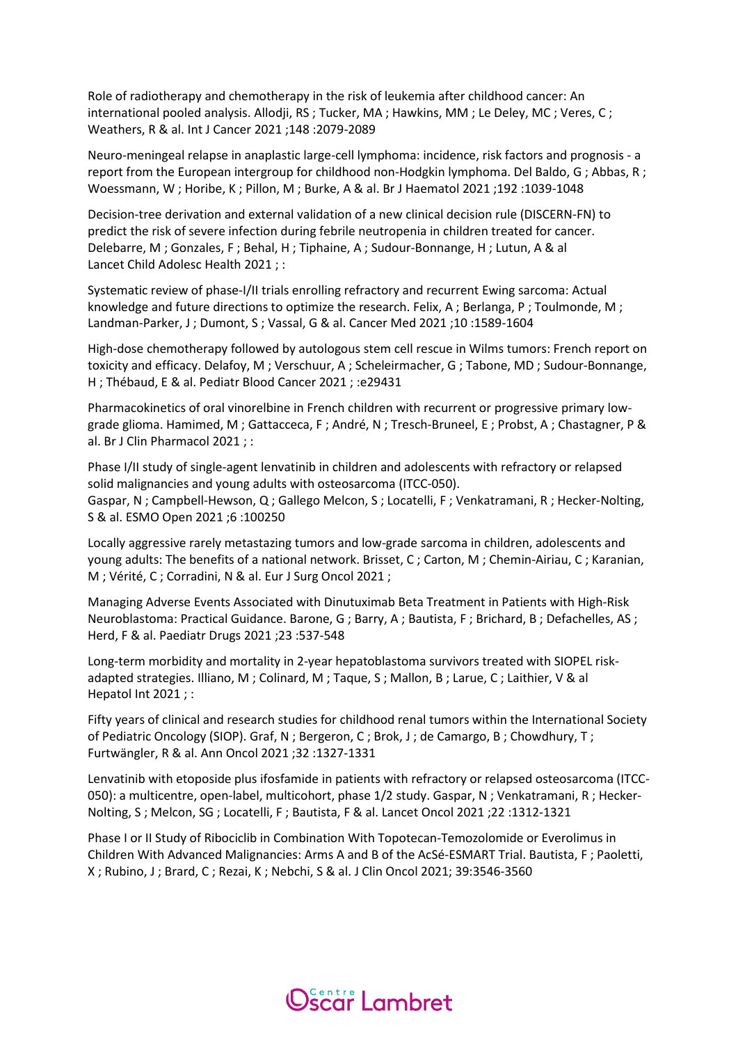Role of radiotherapy and chemotherapy in the risk of leukemia after childhood cancer: An international pooled analysis. Allodji, RS ; Tucker, MA ; Hawkins, MM ; Le Deley, MC ; Veres, C ; Weathers, R & al. Int J Cancer 2021 ;148 :2079-2089

Neuro-meningeal relapse in anaplastic large-cell lymphoma: incidence, risk factors and prognosis - a report from the European intergroup for childhood non-Hodgkin lymphoma. Del Baldo, G ; Abbas, R ; Woessmann, W ; Horibe, K ; Pillon, M ; Burke, A & al. Br J Haematol 2021 ;192 :1039-1048

Decision-tree derivation and external validation of a new clinical decision rule (DISCERN-FN) to predict the risk of severe infection during febrile neutropenia in children treated for cancer. Delebarre, M ; Gonzales, F ; Behal, H ; Tiphaine, A ; Sudour-Bonnange, H ; Lutun, A & al
Lancet Child Adolesc Health 2021 ; :

Systematic review of phase-I/II trials enrolling refractory and recurrent Ewing sarcoma: Actual knowledge and future directions to optimize the research. Felix, A ; Berlanga, P ; Toulmonde, M ; Landman-Parker, J ; Dumont, S ; Vassal, G & al. Cancer Med 2021 ;10 :1589-1604

High-dose chemotherapy followed by autologous stem cell rescue in Wilms tumors: French report on toxicity and efficacy. Delafoy, M ; Verschuur, A ; Scheleirmacher, G ; Tabone, MD ; Sudour-Bonnange, H ; Thébaud, E & al. Pediatr Blood Cancer 2021 ; :e29431

Pharmacokinetics of oral vinorelbine in French children with recurrent or progressive primary low-grade glioma. Hamimed, M ; Gattacceca, F ; André, N ; Tresch-Bruneel, E ; Probst, A ; Chastagner, P & al. Br J Clin Pharmacol 2021 ; :

Phase I/II study of single-agent lenvatinib in children and adolescents with refractory or relapsed solid malignancies and young adults with osteosarcoma (ITCC-050).
Gaspar, N ; Campbell-Hewson, Q ; Gallego Melcon, S ; Locatelli, F ; Venkatramani, R ; Hecker-Nolting, S & al. ESMO Open 2021 ;6 :100250

Locally aggressive rarely metastazing tumors and low-grade sarcoma in children, adolescents and young adults: The benefits of a national network. Brisset, C ; Carton, M ; Chemin-Airiau, C ; Karanian, M ; Vérité, C ; Corradini, N & al. Eur J Surg Oncol 2021 ;

Managing Adverse Events Associated with Dinutuximab Beta Treatment in Patients with High-Risk Neuroblastoma: Practical Guidance. Barone, G ; Barry, A ; Bautista, F ; Brichard, B ; Defachelles, AS ; Herd, F & al. Paediatr Drugs 2021 ;23 :537-548

Long-term morbidity and mortality in 2-year hepatoblastoma survivors treated with SIOPEL risk-adapted strategies. Illiano, M ; Colinard, M ; Taque, S ; Mallon, B ; Larue, C ; Laithier, V & al
Hepatol Int 2021 ; :

Fifty years of clinical and research studies for childhood renal tumors within the International Society of Pediatric Oncology (SIOP). Graf, N ; Bergeron, C ; Brok, J ; de Camargo, B ; Chowdhury, T ; Furtwängler, R & al. Ann Oncol 2021 ;32 :1327-1331

Lenvatinib with etoposide plus ifosfamide in patients with refractory or relapsed osteosarcoma (ITCC-050): a multicentre, open-label, multicohort, phase 1/2 study. Gaspar, N ; Venkatramani, R ; Hecker-Nolting, S ; Melcon, SG ; Locatelli, F ; Bautista, F & al. Lancet Oncol 2021 ;22 :1312-1321

Phase I or II Study of Ribociclib in Combination With Topotecan-Temozolomide or Everolimus in Children With Advanced Malignancies: Arms A and B of the AcSé-ESMART Trial. Bautista, F ; Paoletti, X ; Rubino, J ; Brard, C ; Rezai, K ; Nebchi, S & al. J Clin Oncol 2021; 39:3546-3560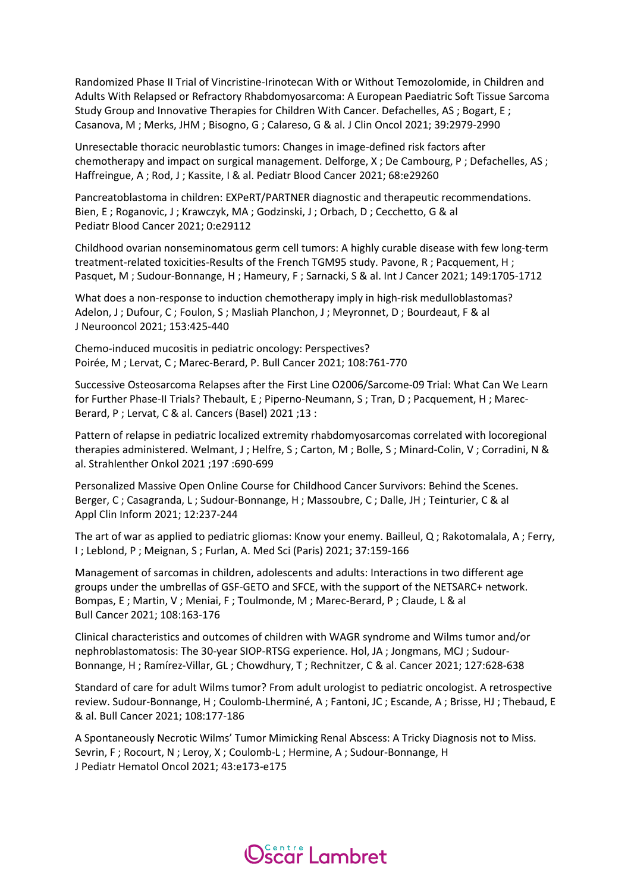Randomized Phase II Trial of Vincristine-Irinotecan With or Without Temozolomide, in Children and Adults With Relapsed or Refractory Rhabdomyosarcoma: A European Paediatric Soft Tissue Sarcoma Study Group and Innovative Therapies for Children With Cancer. Defachelles, AS ; Bogart, E ; Casanova, M ; Merks, JHM ; Bisogno, G ; Calareso, G & al. J Clin Oncol 2021; 39:2979-2990

Unresectable thoracic neuroblastic tumors: Changes in image-defined risk factors after chemotherapy and impact on surgical management. Delforge, X ; De Cambourg, P ; Defachelles, AS ; Haffreingue, A ; Rod, J ; Kassite, I & al. Pediatr Blood Cancer 2021; 68:e29260

Pancreatoblastoma in children: EXPeRT/PARTNER diagnostic and therapeutic recommendations. Bien, E ; Roganovic, J ; Krawczyk, MA ; Godzinski, J ; Orbach, D ; Cecchetto, G & al Pediatr Blood Cancer 2021; 0:e29112

Childhood ovarian nonseminomatous germ cell tumors: A highly curable disease with few long-term treatment-related toxicities-Results of the French TGM95 study. Pavone, R ; Pacquement, H ; Pasquet, M ; Sudour-Bonnange, H ; Hameury, F ; Sarnacki, S & al. Int J Cancer 2021; 149:1705-1712

What does a non-response to induction chemotherapy imply in high-risk medulloblastomas? Adelon, J ; Dufour, C ; Foulon, S ; Masliah Planchon, J ; Meyronnet, D ; Bourdeaut, F & al J Neurooncol 2021; 153:425-440

Chemo-induced mucositis in pediatric oncology: Perspectives? Poirée, M ; Lervat, C ; Marec-Berard, P. Bull Cancer 2021; 108:761-770

Successive Osteosarcoma Relapses after the First Line O2006/Sarcome-09 Trial: What Can We Learn for Further Phase-II Trials? Thebault, E ; Piperno-Neumann, S ; Tran, D ; Pacquement, H ; Marec-Berard, P ; Lervat, C & al. Cancers (Basel) 2021 ;13 :

Pattern of relapse in pediatric localized extremity rhabdomyosarcomas correlated with locoregional therapies administered. Welmant, J ; Helfre, S ; Carton, M ; Bolle, S ; Minard-Colin, V ; Corradini, N & al. Strahlenther Onkol 2021 ;197 :690-699

Personalized Massive Open Online Course for Childhood Cancer Survivors: Behind the Scenes. Berger, C ; Casagranda, L ; Sudour-Bonnange, H ; Massoubre, C ; Dalle, JH ; Teinturier, C & al Appl Clin Inform 2021; 12:237-244

The art of war as applied to pediatric gliomas: Know your enemy. Bailleul, Q ; Rakotomalala, A ; Ferry, I ; Leblond, P ; Meignan, S ; Furlan, A. Med Sci (Paris) 2021; 37:159-166

Management of sarcomas in children, adolescents and adults: Interactions in two different age groups under the umbrellas of GSF-GETO and SFCE, with the support of the NETSARC+ network. Bompas, E ; Martin, V ; Meniai, F ; Toulmonde, M ; Marec-Berard, P ; Claude, L & al Bull Cancer 2021; 108:163-176

Clinical characteristics and outcomes of children with WAGR syndrome and Wilms tumor and/or nephroblastomatosis: The 30-year SIOP-RTSG experience. Hol, JA ; Jongmans, MCJ ; Sudour-Bonnange, H ; Ramírez-Villar, GL ; Chowdhury, T ; Rechnitzer, C & al. Cancer 2021; 127:628-638

Standard of care for adult Wilms tumor? From adult urologist to pediatric oncologist. A retrospective review. Sudour-Bonnange, H ; Coulomb-Lherminé, A ; Fantoni, JC ; Escande, A ; Brisse, HJ ; Thebaud, E & al. Bull Cancer 2021; 108:177-186

A Spontaneously Necrotic Wilms' Tumor Mimicking Renal Abscess: A Tricky Diagnosis not to Miss. Sevrin, F ; Rocourt, N ; Leroy, X ; Coulomb-L ; Hermine, A ; Sudour-Bonnange, H J Pediatr Hematol Oncol 2021; 43:e173-e175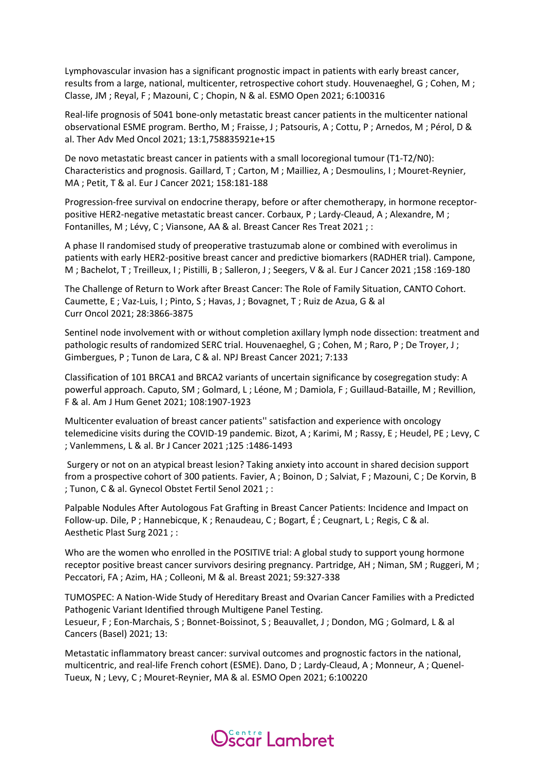Lymphovascular invasion has a significant prognostic impact in patients with early breast cancer, results from a large, national, multicenter, retrospective cohort study. Houvenaeghel, G ; Cohen, M ; Classe, JM ; Reyal, F ; Mazouni, C ; Chopin, N & al. ESMO Open 2021; 6:100316

Real-life prognosis of 5041 bone-only metastatic breast cancer patients in the multicenter national observational ESME program. Bertho, M ; Fraisse, J ; Patsouris, A ; Cottu, P ; Arnedos, M ; Pérol, D & al. Ther Adv Med Oncol 2021; 13:1,758835921e+15

De novo metastatic breast cancer in patients with a small locoregional tumour (T1-T2/N0): Characteristics and prognosis. Gaillard, T ; Carton, M ; Mailliez, A ; Desmoulins, I ; Mouret-Reynier, MA ; Petit, T & al. Eur J Cancer 2021; 158:181-188

Progression-free survival on endocrine therapy, before or after chemotherapy, in hormone receptor-positive HER2-negative metastatic breast cancer. Corbaux, P ; Lardy-Cleaud, A ; Alexandre, M ; Fontanilles, M ; Lévy, C ; Viansone, AA & al. Breast Cancer Res Treat 2021 ; :

A phase II randomised study of preoperative trastuzumab alone or combined with everolimus in patients with early HER2-positive breast cancer and predictive biomarkers (RADHER trial). Campone, M ; Bachelot, T ; Treilleux, I ; Pistilli, B ; Salleron, J ; Seegers, V & al. Eur J Cancer 2021 ;158 :169-180

The Challenge of Return to Work after Breast Cancer: The Role of Family Situation, CANTO Cohort. Caumette, E ; Vaz-Luis, I ; Pinto, S ; Havas, J ; Bovagnet, T ; Ruiz de Azua, G & al Curr Oncol 2021; 28:3866-3875

Sentinel node involvement with or without completion axillary lymph node dissection: treatment and pathologic results of randomized SERC trial. Houvenaeghel, G ; Cohen, M ; Raro, P ; De Troyer, J ; Gimbergues, P ; Tunon de Lara, C & al. NPJ Breast Cancer 2021; 7:133

Classification of 101 BRCA1 and BRCA2 variants of uncertain significance by cosegregation study: A powerful approach. Caputo, SM ; Golmard, L ; Léone, M ; Damiola, F ; Guillaud-Bataille, M ; Revillion, F & al. Am J Hum Genet 2021; 108:1907-1923

Multicenter evaluation of breast cancer patients'' satisfaction and experience with oncology telemedicine visits during the COVID-19 pandemic. Bizot, A ; Karimi, M ; Rassy, E ; Heudel, PE ; Levy, C ; Vanlemmens, L & al. Br J Cancer 2021 ;125 :1486-1493

Surgery or not on an atypical breast lesion? Taking anxiety into account in shared decision support from a prospective cohort of 300 patients. Favier, A ; Boinon, D ; Salviat, F ; Mazouni, C ; De Korvin, B ; Tunon, C & al. Gynecol Obstet Fertil Senol 2021 ; :

Palpable Nodules After Autologous Fat Grafting in Breast Cancer Patients: Incidence and Impact on Follow-up. Dile, P ; Hannebicque, K ; Renaudeau, C ; Bogart, É ; Ceugnart, L ; Regis, C & al. Aesthetic Plast Surg 2021 ; :

Who are the women who enrolled in the POSITIVE trial: A global study to support young hormone receptor positive breast cancer survivors desiring pregnancy. Partridge, AH ; Niman, SM ; Ruggeri, M ; Peccatori, FA ; Azim, HA ; Colleoni, M & al. Breast 2021; 59:327-338

TUMOSPEC: A Nation-Wide Study of Hereditary Breast and Ovarian Cancer Families with a Predicted Pathogenic Variant Identified through Multigene Panel Testing.
Lesueur, F ; Eon-Marchais, S ; Bonnet-Boissinot, S ; Beauvallet, J ; Dondon, MG ; Golmard, L & al Cancers (Basel) 2021; 13:

Metastatic inflammatory breast cancer: survival outcomes and prognostic factors in the national, multicentric, and real-life French cohort (ESME). Dano, D ; Lardy-Cleaud, A ; Monneur, A ; Quenel-Tueux, N ; Levy, C ; Mouret-Reynier, MA & al. ESMO Open 2021; 6:100220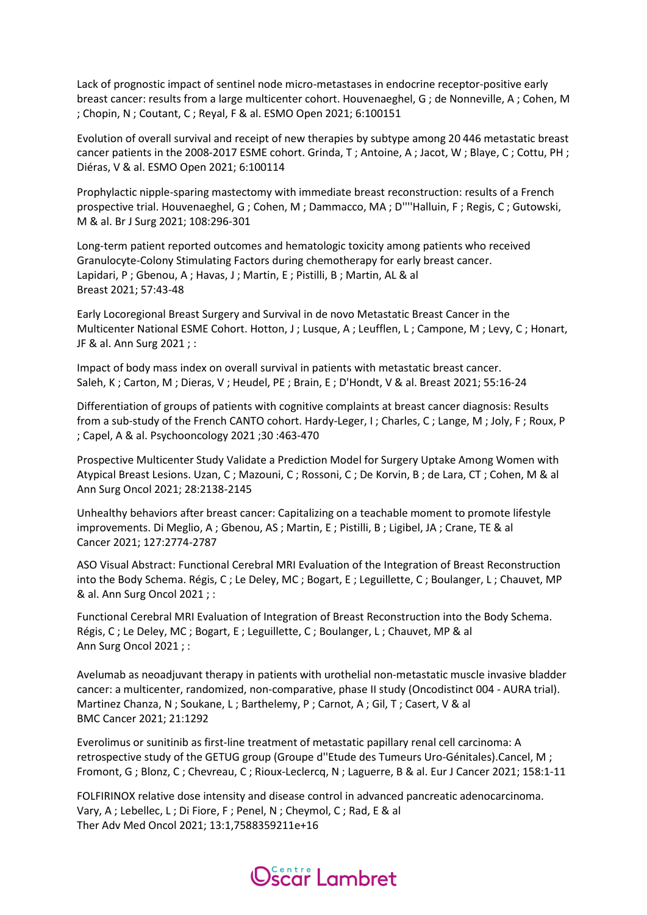Lack of prognostic impact of sentinel node micro-metastases in endocrine receptor-positive early breast cancer: results from a large multicenter cohort. Houvenaeghel, G ; de Nonneville, A ; Cohen, M ; Chopin, N ; Coutant, C ; Reyal, F & al. ESMO Open 2021; 6:100151

Evolution of overall survival and receipt of new therapies by subtype among 20 446 metastatic breast cancer patients in the 2008-2017 ESME cohort. Grinda, T ; Antoine, A ; Jacot, W ; Blaye, C ; Cottu, PH ; Diéras, V & al. ESMO Open 2021; 6:100114

Prophylactic nipple-sparing mastectomy with immediate breast reconstruction: results of a French prospective trial. Houvenaeghel, G ; Cohen, M ; Dammacco, MA ; D''''Halluin, F ; Regis, C ; Gutowski, M & al. Br J Surg 2021; 108:296-301

Long-term patient reported outcomes and hematologic toxicity among patients who received Granulocyte-Colony Stimulating Factors during chemotherapy for early breast cancer. Lapidari, P ; Gbenou, A ; Havas, J ; Martin, E ; Pistilli, B ; Martin, AL & al Breast 2021; 57:43-48

Early Locoregional Breast Surgery and Survival in de novo Metastatic Breast Cancer in the Multicenter National ESME Cohort. Hotton, J ; Lusque, A ; Leufflen, L ; Campone, M ; Levy, C ; Honart, JF & al. Ann Surg 2021 ; :

Impact of body mass index on overall survival in patients with metastatic breast cancer. Saleh, K ; Carton, M ; Dieras, V ; Heudel, PE ; Brain, E ; D'Hondt, V & al. Breast 2021; 55:16-24

Differentiation of groups of patients with cognitive complaints at breast cancer diagnosis: Results from a sub-study of the French CANTO cohort. Hardy-Leger, I ; Charles, C ; Lange, M ; Joly, F ; Roux, P ; Capel, A & al. Psychooncology 2021 ;30 :463-470

Prospective Multicenter Study Validate a Prediction Model for Surgery Uptake Among Women with Atypical Breast Lesions. Uzan, C ; Mazouni, C ; Rossoni, C ; De Korvin, B ; de Lara, CT ; Cohen, M & al Ann Surg Oncol 2021; 28:2138-2145

Unhealthy behaviors after breast cancer: Capitalizing on a teachable moment to promote lifestyle improvements. Di Meglio, A ; Gbenou, AS ; Martin, E ; Pistilli, B ; Ligibel, JA ; Crane, TE & al Cancer 2021; 127:2774-2787

ASO Visual Abstract: Functional Cerebral MRI Evaluation of the Integration of Breast Reconstruction into the Body Schema. Régis, C ; Le Deley, MC ; Bogart, E ; Leguillette, C ; Boulanger, L ; Chauvet, MP & al. Ann Surg Oncol 2021 ; :

Functional Cerebral MRI Evaluation of Integration of Breast Reconstruction into the Body Schema. Régis, C ; Le Deley, MC ; Bogart, E ; Leguillette, C ; Boulanger, L ; Chauvet, MP & al Ann Surg Oncol 2021 ; :

Avelumab as neoadjuvant therapy in patients with urothelial non-metastatic muscle invasive bladder cancer: a multicenter, randomized, non-comparative, phase II study (Oncodistinct 004 - AURA trial). Martinez Chanza, N ; Soukane, L ; Barthelemy, P ; Carnot, A ; Gil, T ; Casert, V & al BMC Cancer 2021; 21:1292

Everolimus or sunitinib as first-line treatment of metastatic papillary renal cell carcinoma: A retrospective study of the GETUG group (Groupe d''Etude des Tumeurs Uro-Génitales).Cancel, M ; Fromont, G ; Blonz, C ; Chevreau, C ; Rioux-Leclercq, N ; Laguerre, B & al. Eur J Cancer 2021; 158:1-11

FOLFIRINOX relative dose intensity and disease control in advanced pancreatic adenocarcinoma. Vary, A ; Lebellec, L ; Di Fiore, F ; Penel, N ; Cheymol, C ; Rad, E & al Ther Adv Med Oncol 2021; 13:1,7588359211e+16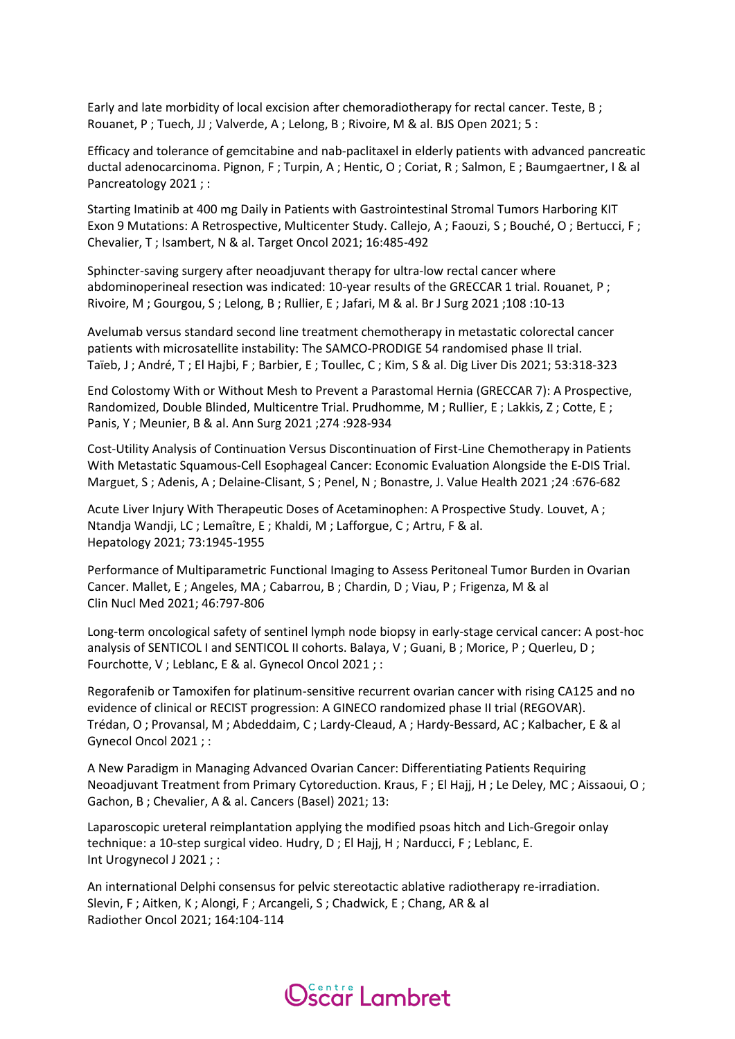Early and late morbidity of local excision after chemoradiotherapy for rectal cancer. Teste, B ; Rouanet, P ; Tuech, JJ ; Valverde, A ; Lelong, B ; Rivoire, M & al. BJS Open 2021; 5 :

Efficacy and tolerance of gemcitabine and nab-paclitaxel in elderly patients with advanced pancreatic ductal adenocarcinoma. Pignon, F ; Turpin, A ; Hentic, O ; Coriat, R ; Salmon, E ; Baumgaertner, I & al Pancreatology 2021 ; :

Starting Imatinib at 400 mg Daily in Patients with Gastrointestinal Stromal Tumors Harboring KIT Exon 9 Mutations: A Retrospective, Multicenter Study. Callejo, A ; Faouzi, S ; Bouché, O ; Bertucci, F ; Chevalier, T ; Isambert, N & al. Target Oncol 2021; 16:485-492

Sphincter-saving surgery after neoadjuvant therapy for ultra-low rectal cancer where abdominoperineal resection was indicated: 10-year results of the GRECCAR 1 trial. Rouanet, P ; Rivoire, M ; Gourgou, S ; Lelong, B ; Rullier, E ; Jafari, M & al. Br J Surg 2021 ;108 :10-13

Avelumab versus standard second line treatment chemotherapy in metastatic colorectal cancer patients with microsatellite instability: The SAMCO-PRODIGE 54 randomised phase II trial. Taïeb, J ; André, T ; El Hajbi, F ; Barbier, E ; Toullec, C ; Kim, S & al. Dig Liver Dis 2021; 53:318-323

End Colostomy With or Without Mesh to Prevent a Parastomal Hernia (GRECCAR 7): A Prospective, Randomized, Double Blinded, Multicentre Trial. Prudhomme, M ; Rullier, E ; Lakkis, Z ; Cotte, E ; Panis, Y ; Meunier, B & al. Ann Surg 2021 ;274 :928-934

Cost-Utility Analysis of Continuation Versus Discontinuation of First-Line Chemotherapy in Patients With Metastatic Squamous-Cell Esophageal Cancer: Economic Evaluation Alongside the E-DIS Trial. Marguet, S ; Adenis, A ; Delaine-Clisant, S ; Penel, N ; Bonastre, J. Value Health 2021 ;24 :676-682

Acute Liver Injury With Therapeutic Doses of Acetaminophen: A Prospective Study. Louvet, A ; Ntandja Wandji, LC ; Lemaître, E ; Khaldi, M ; Lafforgue, C ; Artru, F & al. Hepatology 2021; 73:1945-1955

Performance of Multiparametric Functional Imaging to Assess Peritoneal Tumor Burden in Ovarian Cancer. Mallet, E ; Angeles, MA ; Cabarrou, B ; Chardin, D ; Viau, P ; Frigenza, M & al Clin Nucl Med 2021; 46:797-806

Long-term oncological safety of sentinel lymph node biopsy in early-stage cervical cancer: A post-hoc analysis of SENTICOL I and SENTICOL II cohorts. Balaya, V ; Guani, B ; Morice, P ; Querleu, D ; Fourchotte, V ; Leblanc, E & al. Gynecol Oncol 2021 ; :

Regorafenib or Tamoxifen for platinum-sensitive recurrent ovarian cancer with rising CA125 and no evidence of clinical or RECIST progression: A GINECO randomized phase II trial (REGOVAR). Trédan, O ; Provansal, M ; Abdeddaim, C ; Lardy-Cleaud, A ; Hardy-Bessard, AC ; Kalbacher, E & al Gynecol Oncol 2021 ; :

A New Paradigm in Managing Advanced Ovarian Cancer: Differentiating Patients Requiring Neoadjuvant Treatment from Primary Cytoreduction. Kraus, F ; El Hajj, H ; Le Deley, MC ; Aissaoui, O ; Gachon, B ; Chevalier, A & al. Cancers (Basel) 2021; 13:

Laparoscopic ureteral reimplantation applying the modified psoas hitch and Lich-Gregoir onlay technique: a 10-step surgical video. Hudry, D ; El Hajj, H ; Narducci, F ; Leblanc, E. Int Urogynecol J 2021 ; :

An international Delphi consensus for pelvic stereotactic ablative radiotherapy re-irradiation. Slevin, F ; Aitken, K ; Alongi, F ; Arcangeli, S ; Chadwick, E ; Chang, AR & al Radiother Oncol 2021; 164:104-114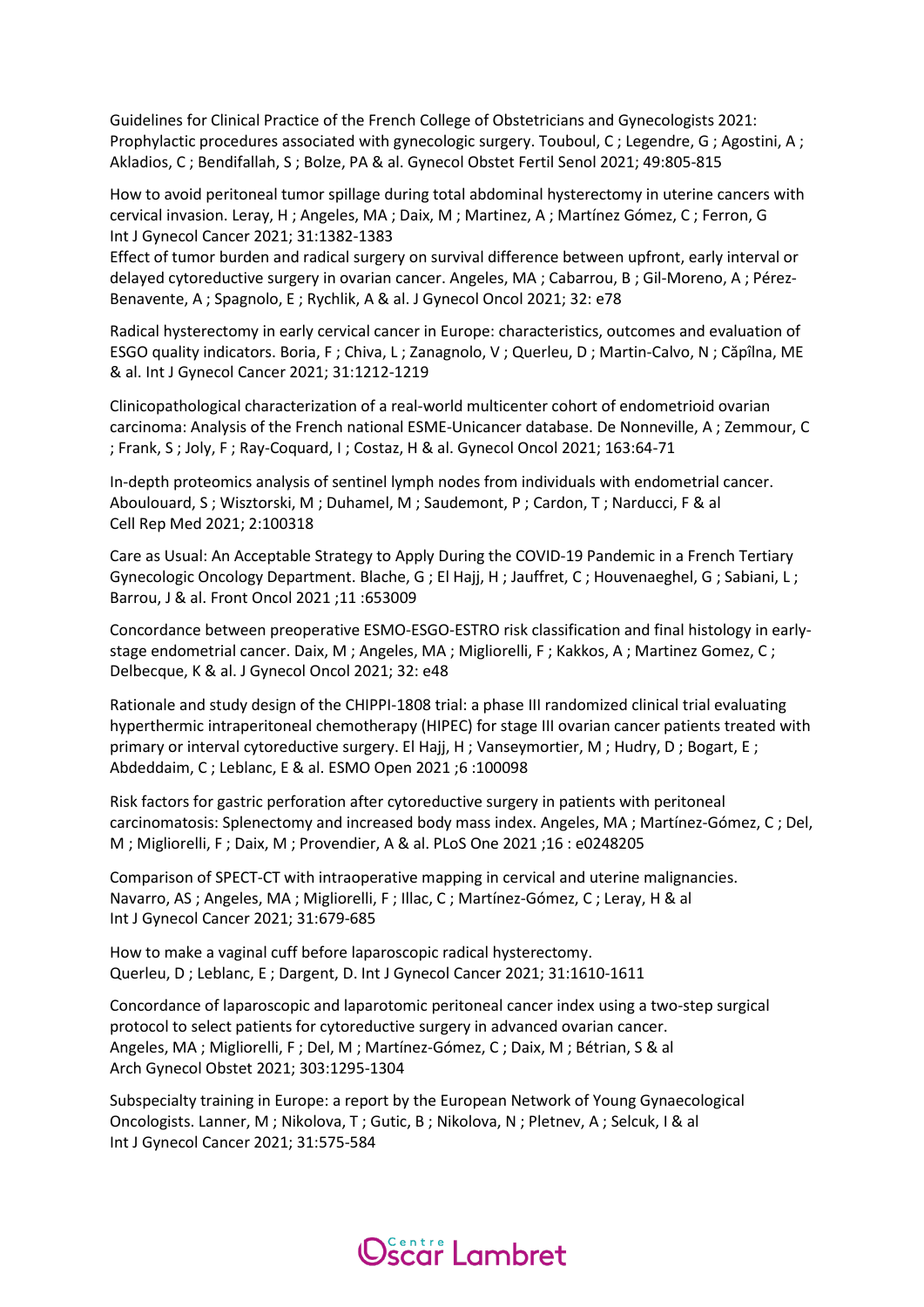Guidelines for Clinical Practice of the French College of Obstetricians and Gynecologists 2021: Prophylactic procedures associated with gynecologic surgery. Touboul, C ; Legendre, G ; Agostini, A ; Akladios, C ; Bendifallah, S ; Bolze, PA & al. Gynecol Obstet Fertil Senol 2021; 49:805-815

How to avoid peritoneal tumor spillage during total abdominal hysterectomy in uterine cancers with cervical invasion. Leray, H ; Angeles, MA ; Daix, M ; Martinez, A ; Martínez Gómez, C ; Ferron, G Int J Gynecol Cancer 2021; 31:1382-1383

Effect of tumor burden and radical surgery on survival difference between upfront, early interval or delayed cytoreductive surgery in ovarian cancer. Angeles, MA ; Cabarrou, B ; Gil-Moreno, A ; Pérez-Benavente, A ; Spagnolo, E ; Rychlik, A & al. J Gynecol Oncol 2021; 32: e78

Radical hysterectomy in early cervical cancer in Europe: characteristics, outcomes and evaluation of ESGO quality indicators. Boria, F ; Chiva, L ; Zanagnolo, V ; Querleu, D ; Martin-Calvo, N ; Căpîlna, ME & al. Int J Gynecol Cancer 2021; 31:1212-1219

Clinicopathological characterization of a real-world multicenter cohort of endometrioid ovarian carcinoma: Analysis of the French national ESME-Unicancer database. De Nonneville, A ; Zemmour, C ; Frank, S ; Joly, F ; Ray-Coquard, I ; Costaz, H & al. Gynecol Oncol 2021; 163:64-71

In-depth proteomics analysis of sentinel lymph nodes from individuals with endometrial cancer. Aboulouard, S ; Wisztorski, M ; Duhamel, M ; Saudemont, P ; Cardon, T ; Narducci, F & al Cell Rep Med 2021; 2:100318

Care as Usual: An Acceptable Strategy to Apply During the COVID-19 Pandemic in a French Tertiary Gynecologic Oncology Department. Blache, G ; El Hajj, H ; Jauffret, C ; Houvenaeghel, G ; Sabiani, L ; Barrou, J & al. Front Oncol 2021 ;11 :653009

Concordance between preoperative ESMO-ESGO-ESTRO risk classification and final histology in early-stage endometrial cancer. Daix, M ; Angeles, MA ; Migliorelli, F ; Kakkos, A ; Martinez Gomez, C ; Delbecque, K & al. J Gynecol Oncol 2021; 32: e48

Rationale and study design of the CHIPPI-1808 trial: a phase III randomized clinical trial evaluating hyperthermic intraperitoneal chemotherapy (HIPEC) for stage III ovarian cancer patients treated with primary or interval cytoreductive surgery. El Hajj, H ; Vanseymortier, M ; Hudry, D ; Bogart, E ; Abdeddaim, C ; Leblanc, E & al. ESMO Open 2021 ;6 :100098

Risk factors for gastric perforation after cytoreductive surgery in patients with peritoneal carcinomatosis: Splenectomy and increased body mass index. Angeles, MA ; Martínez-Gómez, C ; Del, M ; Migliorelli, F ; Daix, M ; Provendier, A & al. PLoS One 2021 ;16 : e0248205

Comparison of SPECT-CT with intraoperative mapping in cervical and uterine malignancies. Navarro, AS ; Angeles, MA ; Migliorelli, F ; Illac, C ; Martínez-Gómez, C ; Leray, H & al Int J Gynecol Cancer 2021; 31:679-685

How to make a vaginal cuff before laparoscopic radical hysterectomy. Querleu, D ; Leblanc, E ; Dargent, D. Int J Gynecol Cancer 2021; 31:1610-1611

Concordance of laparoscopic and laparotomic peritoneal cancer index using a two-step surgical protocol to select patients for cytoreductive surgery in advanced ovarian cancer. Angeles, MA ; Migliorelli, F ; Del, M ; Martínez-Gómez, C ; Daix, M ; Bétrian, S & al Arch Gynecol Obstet 2021; 303:1295-1304

Subspecialty training in Europe: a report by the European Network of Young Gynaecological Oncologists. Lanner, M ; Nikolova, T ; Gutic, B ; Nikolova, N ; Pletnev, A ; Selcuk, I & al Int J Gynecol Cancer 2021; 31:575-584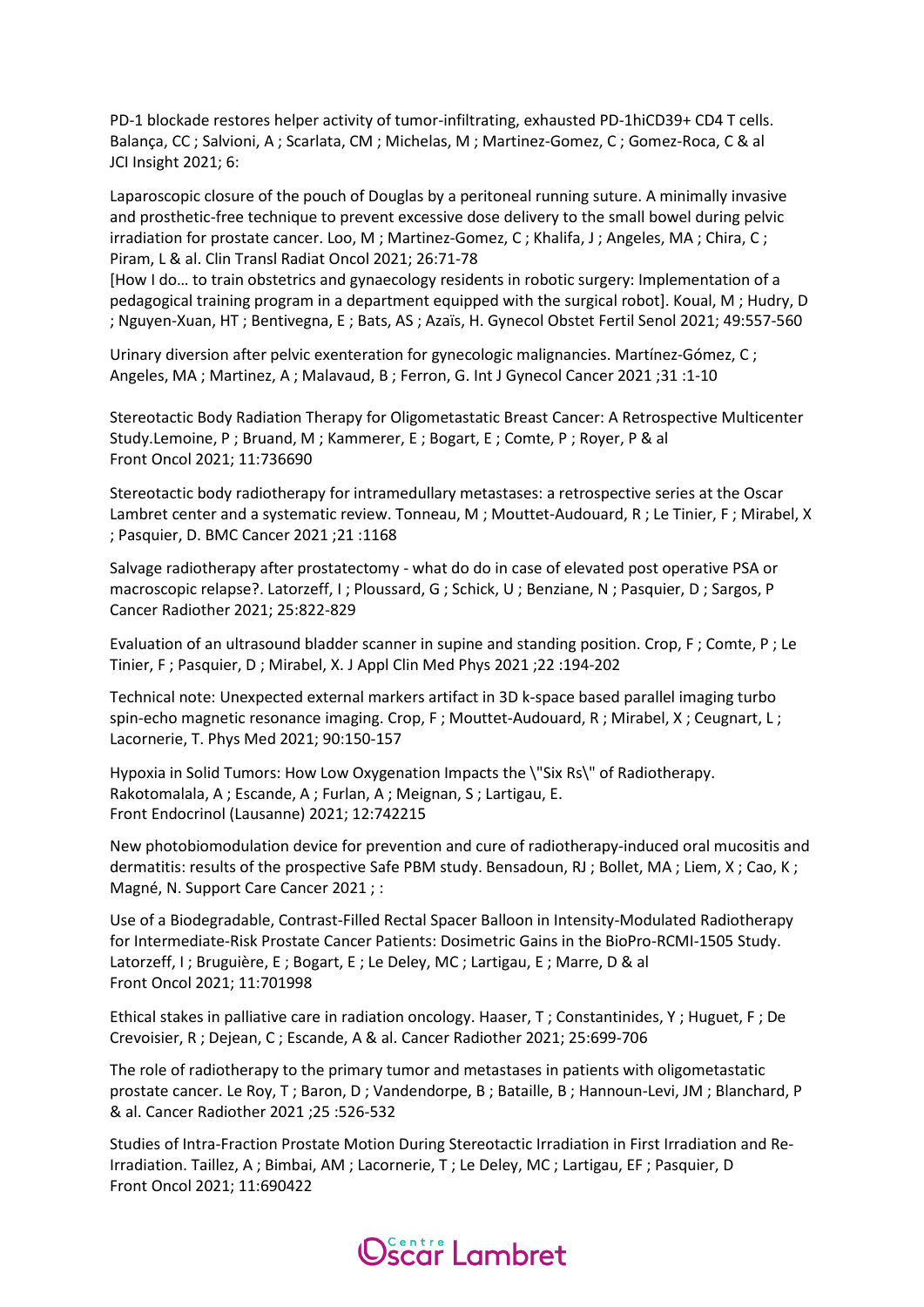PD-1 blockade restores helper activity of tumor-infiltrating, exhausted PD-1hiCD39+ CD4 T cells. Balança, CC ; Salvioni, A ; Scarlata, CM ; Michelas, M ; Martinez-Gomez, C ; Gomez-Roca, C & al JCI Insight 2021; 6:

Laparoscopic closure of the pouch of Douglas by a peritoneal running suture. A minimally invasive and prosthetic-free technique to prevent excessive dose delivery to the small bowel during pelvic irradiation for prostate cancer. Loo, M ; Martinez-Gomez, C ; Khalifa, J ; Angeles, MA ; Chira, C ; Piram, L & al. Clin Transl Radiat Oncol 2021; 26:71-78

[How I do… to train obstetrics and gynaecology residents in robotic surgery: Implementation of a pedagogical training program in a department equipped with the surgical robot]. Koual, M ; Hudry, D ; Nguyen-Xuan, HT ; Bentivegna, E ; Bats, AS ; Azaïs, H. Gynecol Obstet Fertil Senol 2021; 49:557-560

Urinary diversion after pelvic exenteration for gynecologic malignancies. Martínez-Gómez, C ; Angeles, MA ; Martinez, A ; Malavaud, B ; Ferron, G. Int J Gynecol Cancer 2021 ;31 :1-10

Stereotactic Body Radiation Therapy for Oligometastatic Breast Cancer: A Retrospective Multicenter Study.Lemoine, P ; Bruand, M ; Kammerer, E ; Bogart, E ; Comte, P ; Royer, P & al Front Oncol 2021; 11:736690

Stereotactic body radiotherapy for intramedullary metastases: a retrospective series at the Oscar Lambret center and a systematic review. Tonneau, M ; Mouttet-Audouard, R ; Le Tinier, F ; Mirabel, X ; Pasquier, D. BMC Cancer 2021 ;21 :1168

Salvage radiotherapy after prostatectomy - what do do in case of elevated post operative PSA or macroscopic relapse?. Latorzeff, I ; Ploussard, G ; Schick, U ; Benziane, N ; Pasquier, D ; Sargos, P Cancer Radiother 2021; 25:822-829

Evaluation of an ultrasound bladder scanner in supine and standing position. Crop, F ; Comte, P ; Le Tinier, F ; Pasquier, D ; Mirabel, X. J Appl Clin Med Phys 2021 ;22 :194-202

Technical note: Unexpected external markers artifact in 3D k-space based parallel imaging turbo spin-echo magnetic resonance imaging. Crop, F ; Mouttet-Audouard, R ; Mirabel, X ; Ceugnart, L ; Lacornerie, T. Phys Med 2021; 90:150-157

Hypoxia in Solid Tumors: How Low Oxygenation Impacts the \"Six Rs\" of Radiotherapy. Rakotomalala, A ; Escande, A ; Furlan, A ; Meignan, S ; Lartigau, E. Front Endocrinol (Lausanne) 2021; 12:742215

New photobiomodulation device for prevention and cure of radiotherapy-induced oral mucositis and dermatitis: results of the prospective Safe PBM study. Bensadoun, RJ ; Bollet, MA ; Liem, X ; Cao, K ; Magné, N. Support Care Cancer 2021 ; :

Use of a Biodegradable, Contrast-Filled Rectal Spacer Balloon in Intensity-Modulated Radiotherapy for Intermediate-Risk Prostate Cancer Patients: Dosimetric Gains in the BioPro-RCMI-1505 Study. Latorzeff, I ; Bruguière, E ; Bogart, E ; Le Deley, MC ; Lartigau, E ; Marre, D & al Front Oncol 2021; 11:701998

Ethical stakes in palliative care in radiation oncology. Haaser, T ; Constantinides, Y ; Huguet, F ; De Crevoisier, R ; Dejean, C ; Escande, A & al. Cancer Radiother 2021; 25:699-706

The role of radiotherapy to the primary tumor and metastases in patients with oligometastatic prostate cancer. Le Roy, T ; Baron, D ; Vandendorpe, B ; Bataille, B ; Hannoun-Levi, JM ; Blanchard, P & al. Cancer Radiother 2021 ;25 :526-532

Studies of Intra-Fraction Prostate Motion During Stereotactic Irradiation in First Irradiation and Re-Irradiation. Taillez, A ; Bimbai, AM ; Lacornerie, T ; Le Deley, MC ; Lartigau, EF ; Pasquier, D Front Oncol 2021; 11:690422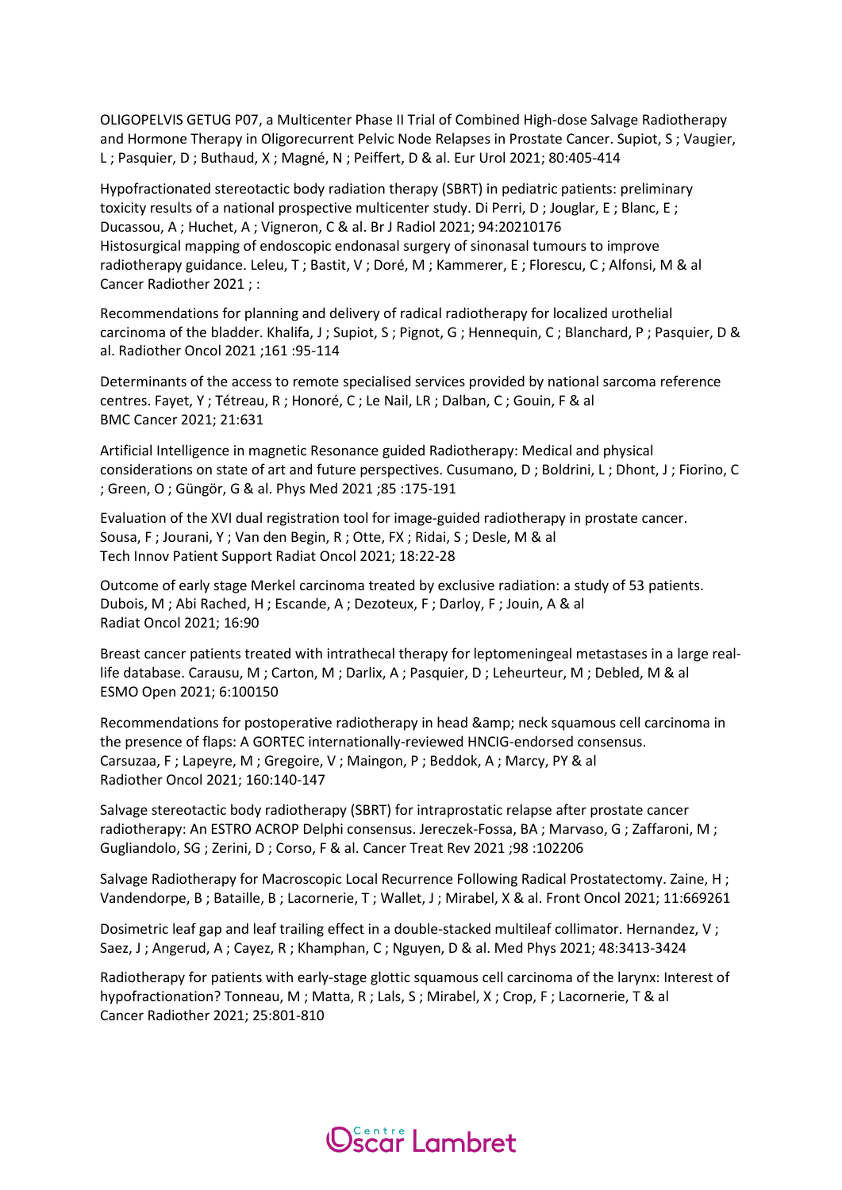OLIGOPELVIS GETUG P07, a Multicenter Phase II Trial of Combined High-dose Salvage Radiotherapy and Hormone Therapy in Oligorecurrent Pelvic Node Relapses in Prostate Cancer. Supiot, S ; Vaugier, L ; Pasquier, D ; Buthaud, X ; Magné, N ; Peiffert, D & al. Eur Urol 2021; 80:405-414

Hypofractionated stereotactic body radiation therapy (SBRT) in pediatric patients: preliminary toxicity results of a national prospective multicenter study. Di Perri, D ; Jouglar, E ; Blanc, E ; Ducassou, A ; Huchet, A ; Vigneron, C & al. Br J Radiol 2021; 94:20210176
Histosurgical mapping of endoscopic endonasal surgery of sinonasal tumours to improve radiotherapy guidance. Leleu, T ; Bastit, V ; Doré, M ; Kammerer, E ; Florescu, C ; Alfonsi, M & al Cancer Radiother 2021 ; :

Recommendations for planning and delivery of radical radiotherapy for localized urothelial carcinoma of the bladder. Khalifa, J ; Supiot, S ; Pignot, G ; Hennequin, C ; Blanchard, P ; Pasquier, D & al. Radiother Oncol 2021 ;161 :95-114

Determinants of the access to remote specialised services provided by national sarcoma reference centres. Fayet, Y ; Tétreau, R ; Honoré, C ; Le Nail, LR ; Dalban, C ; Gouin, F & al
BMC Cancer 2021; 21:631

Artificial Intelligence in magnetic Resonance guided Radiotherapy: Medical and physical considerations on state of art and future perspectives. Cusumano, D ; Boldrini, L ; Dhont, J ; Fiorino, C ; Green, O ; Güngör, G & al. Phys Med 2021 ;85 :175-191

Evaluation of the XVI dual registration tool for image-guided radiotherapy in prostate cancer. Sousa, F ; Jourani, Y ; Van den Begin, R ; Otte, FX ; Ridai, S ; Desle, M & al
Tech Innov Patient Support Radiat Oncol 2021; 18:22-28

Outcome of early stage Merkel carcinoma treated by exclusive radiation: a study of 53 patients. Dubois, M ; Abi Rached, H ; Escande, A ; Dezoteux, F ; Darloy, F ; Jouin, A & al
Radiat Oncol 2021; 16:90

Breast cancer patients treated with intrathecal therapy for leptomeningeal metastases in a large real-life database. Carausu, M ; Carton, M ; Darlix, A ; Pasquier, D ; Leheurteur, M ; Debled, M & al
ESMO Open 2021; 6:100150

Recommendations for postoperative radiotherapy in head &amp; neck squamous cell carcinoma in the presence of flaps: A GORTEC internationally-reviewed HNCIG-endorsed consensus. Carsuzaa, F ; Lapeyre, M ; Gregoire, V ; Maingon, P ; Beddok, A ; Marcy, PY & al
Radiother Oncol 2021; 160:140-147

Salvage stereotactic body radiotherapy (SBRT) for intraprostatic relapse after prostate cancer radiotherapy: An ESTRO ACROP Delphi consensus. Jereczek-Fossa, BA ; Marvaso, G ; Zaffaroni, M ; Gugliandolo, SG ; Zerini, D ; Corso, F & al. Cancer Treat Rev 2021 ;98 :102206

Salvage Radiotherapy for Macroscopic Local Recurrence Following Radical Prostatectomy. Zaine, H ; Vandendorpe, B ; Bataille, B ; Lacornerie, T ; Wallet, J ; Mirabel, X & al. Front Oncol 2021; 11:669261

Dosimetric leaf gap and leaf trailing effect in a double-stacked multileaf collimator. Hernandez, V ; Saez, J ; Angerud, A ; Cayez, R ; Khamphan, C ; Nguyen, D & al. Med Phys 2021; 48:3413-3424

Radiotherapy for patients with early-stage glottic squamous cell carcinoma of the larynx: Interest of hypofractionation? Tonneau, M ; Matta, R ; Lals, S ; Mirabel, X ; Crop, F ; Lacornerie, T & al
Cancer Radiother 2021; 25:801-810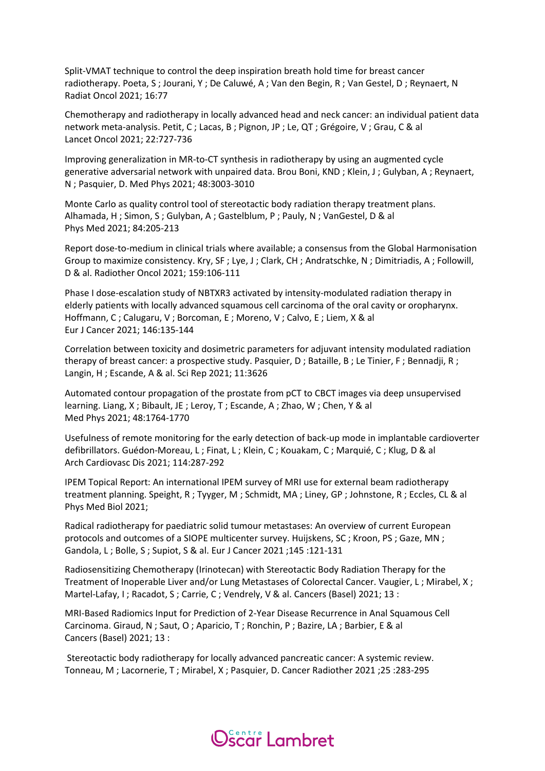Split-VMAT technique to control the deep inspiration breath hold time for breast cancer radiotherapy. Poeta, S ; Jourani, Y ; De Caluwé, A ; Van den Begin, R ; Van Gestel, D ; Reynaert, N
Radiat Oncol 2021; 16:77

Chemotherapy and radiotherapy in locally advanced head and neck cancer: an individual patient data network meta-analysis. Petit, C ; Lacas, B ; Pignon, JP ; Le, QT ; Grégoire, V ; Grau, C & al
Lancet Oncol 2021; 22:727-736

Improving generalization in MR-to-CT synthesis in radiotherapy by using an augmented cycle generative adversarial network with unpaired data. Brou Boni, KND ; Klein, J ; Gulyban, A ; Reynaert, N ; Pasquier, D. Med Phys 2021; 48:3003-3010

Monte Carlo as quality control tool of stereotactic body radiation therapy treatment plans. Alhamada, H ; Simon, S ; Gulyban, A ; Gastelblum, P ; Pauly, N ; VanGestel, D & al
Phys Med 2021; 84:205-213

Report dose-to-medium in clinical trials where available; a consensus from the Global Harmonisation Group to maximize consistency. Kry, SF ; Lye, J ; Clark, CH ; Andratschke, N ; Dimitriadis, A ; Followill, D & al. Radiother Oncol 2021; 159:106-111

Phase I dose-escalation study of NBTXR3 activated by intensity-modulated radiation therapy in elderly patients with locally advanced squamous cell carcinoma of the oral cavity or oropharynx. Hoffmann, C ; Calugaru, V ; Borcoman, E ; Moreno, V ; Calvo, E ; Liem, X & al
Eur J Cancer 2021; 146:135-144

Correlation between toxicity and dosimetric parameters for adjuvant intensity modulated radiation therapy of breast cancer: a prospective study. Pasquier, D ; Bataille, B ; Le Tinier, F ; Bennadji, R ; Langin, H ; Escande, A & al. Sci Rep 2021; 11:3626

Automated contour propagation of the prostate from pCT to CBCT images via deep unsupervised learning. Liang, X ; Bibault, JE ; Leroy, T ; Escande, A ; Zhao, W ; Chen, Y & al
Med Phys 2021; 48:1764-1770

Usefulness of remote monitoring for the early detection of back-up mode in implantable cardioverter defibrillators. Guédon-Moreau, L ; Finat, L ; Klein, C ; Kouakam, C ; Marquié, C ; Klug, D & al
Arch Cardiovasc Dis 2021; 114:287-292

IPEM Topical Report: An international IPEM survey of MRI use for external beam radiotherapy treatment planning. Speight, R ; Tyyger, M ; Schmidt, MA ; Liney, GP ; Johnstone, R ; Eccles, CL & al
Phys Med Biol 2021;

Radical radiotherapy for paediatric solid tumour metastases: An overview of current European protocols and outcomes of a SIOPE multicenter survey. Huijskens, SC ; Kroon, PS ; Gaze, MN ; Gandola, L ; Bolle, S ; Supiot, S & al. Eur J Cancer 2021 ;145 :121-131

Radiosensitizing Chemotherapy (Irinotecan) with Stereotactic Body Radiation Therapy for the Treatment of Inoperable Liver and/or Lung Metastases of Colorectal Cancer. Vaugier, L ; Mirabel, X ; Martel-Lafay, I ; Racadot, S ; Carrie, C ; Vendrely, V & al. Cancers (Basel) 2021; 13 :

MRI-Based Radiomics Input for Prediction of 2-Year Disease Recurrence in Anal Squamous Cell Carcinoma. Giraud, N ; Saut, O ; Aparicio, T ; Ronchin, P ; Bazire, LA ; Barbier, E & al
Cancers (Basel) 2021; 13 :

Stereotactic body radiotherapy for locally advanced pancreatic cancer: A systemic review. Tonneau, M ; Lacornerie, T ; Mirabel, X ; Pasquier, D. Cancer Radiother 2021 ;25 :283-295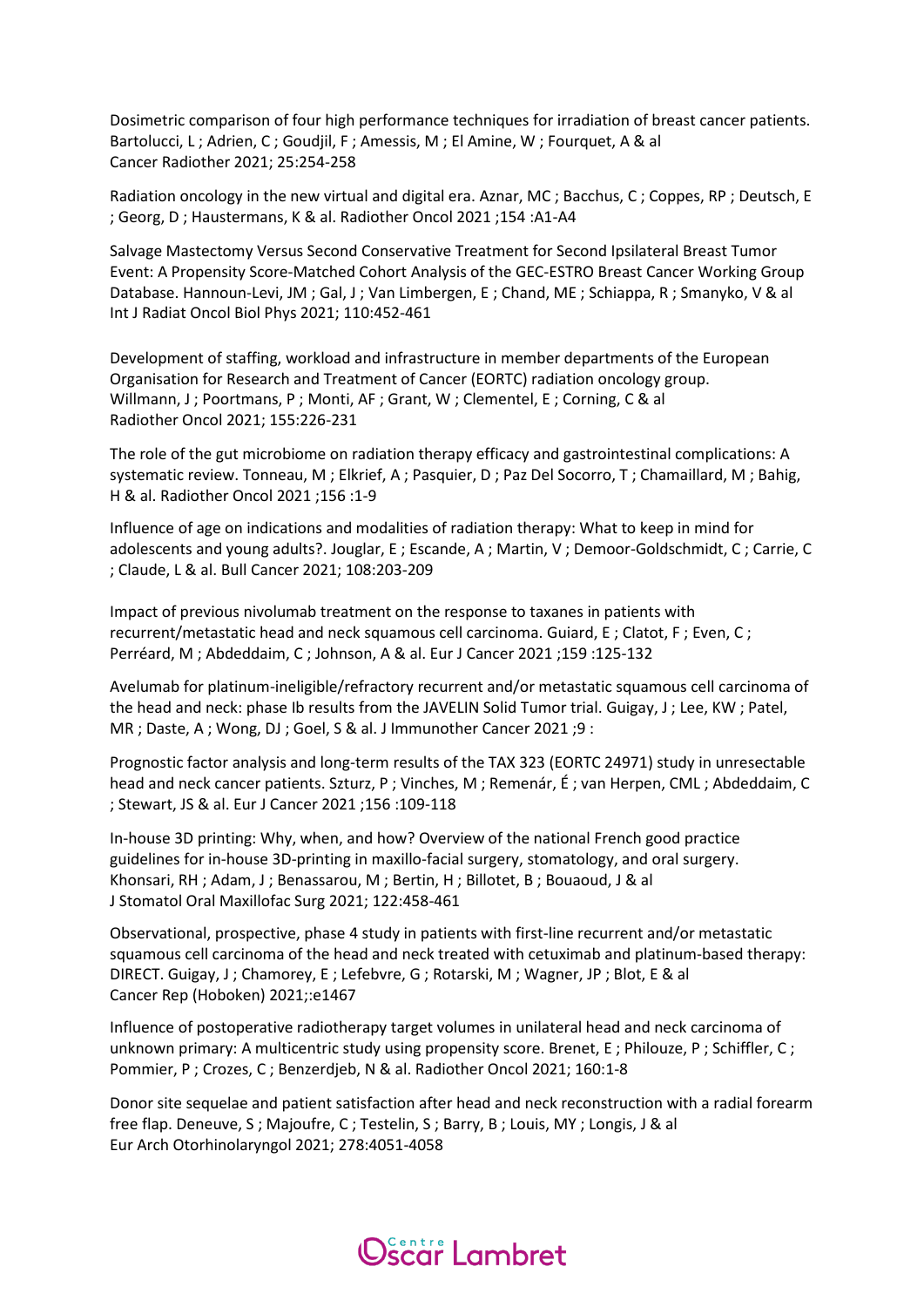Dosimetric comparison of four high performance techniques for irradiation of breast cancer patients. Bartolucci, L ; Adrien, C ; Goudjil, F ; Amessis, M ; El Amine, W ; Fourquet, A & al
Cancer Radiother 2021; 25:254-258

Radiation oncology in the new virtual and digital era. Aznar, MC ; Bacchus, C ; Coppes, RP ; Deutsch, E ; Georg, D ; Haustermans, K & al. Radiother Oncol 2021 ;154 :A1-A4

Salvage Mastectomy Versus Second Conservative Treatment for Second Ipsilateral Breast Tumor Event: A Propensity Score-Matched Cohort Analysis of the GEC-ESTRO Breast Cancer Working Group Database. Hannoun-Levi, JM ; Gal, J ; Van Limbergen, E ; Chand, ME ; Schiappa, R ; Smanyko, V & al
Int J Radiat Oncol Biol Phys 2021; 110:452-461

Development of staffing, workload and infrastructure in member departments of the European Organisation for Research and Treatment of Cancer (EORTC) radiation oncology group. Willmann, J ; Poortmans, P ; Monti, AF ; Grant, W ; Clementel, E ; Corning, C & al
Radiother Oncol 2021; 155:226-231

The role of the gut microbiome on radiation therapy efficacy and gastrointestinal complications: A systematic review. Tonneau, M ; Elkrief, A ; Pasquier, D ; Paz Del Socorro, T ; Chamaillard, M ; Bahig, H & al. Radiother Oncol 2021 ;156 :1-9

Influence of age on indications and modalities of radiation therapy: What to keep in mind for adolescents and young adults?. Jouglar, E ; Escande, A ; Martin, V ; Demoor-Goldschmidt, C ; Carrie, C ; Claude, L & al. Bull Cancer 2021; 108:203-209

Impact of previous nivolumab treatment on the response to taxanes in patients with recurrent/metastatic head and neck squamous cell carcinoma. Guiard, E ; Clatot, F ; Even, C ; Perréard, M ; Abdeddaim, C ; Johnson, A & al. Eur J Cancer 2021 ;159 :125-132

Avelumab for platinum-ineligible/refractory recurrent and/or metastatic squamous cell carcinoma of the head and neck: phase Ib results from the JAVELIN Solid Tumor trial. Guigay, J ; Lee, KW ; Patel, MR ; Daste, A ; Wong, DJ ; Goel, S & al. J Immunother Cancer 2021 ;9 :

Prognostic factor analysis and long-term results of the TAX 323 (EORTC 24971) study in unresectable head and neck cancer patients. Szturz, P ; Vinches, M ; Remenár, É ; van Herpen, CML ; Abdeddaim, C ; Stewart, JS & al. Eur J Cancer 2021 ;156 :109-118

In-house 3D printing: Why, when, and how? Overview of the national French good practice guidelines for in-house 3D-printing in maxillo-facial surgery, stomatology, and oral surgery. Khonsari, RH ; Adam, J ; Benassarou, M ; Bertin, H ; Billotet, B ; Bouaoud, J & al
J Stomatol Oral Maxillofac Surg 2021; 122:458-461

Observational, prospective, phase 4 study in patients with first-line recurrent and/or metastatic squamous cell carcinoma of the head and neck treated with cetuximab and platinum-based therapy: DIRECT. Guigay, J ; Chamorey, E ; Lefebvre, G ; Rotarski, M ; Wagner, JP ; Blot, E & al
Cancer Rep (Hoboken) 2021;:e1467

Influence of postoperative radiotherapy target volumes in unilateral head and neck carcinoma of unknown primary: A multicentric study using propensity score. Brenet, E ; Philouze, P ; Schiffler, C ; Pommier, P ; Crozes, C ; Benzerdjeb, N & al. Radiother Oncol 2021; 160:1-8

Donor site sequelae and patient satisfaction after head and neck reconstruction with a radial forearm free flap. Deneuve, S ; Majoufre, C ; Testelin, S ; Barry, B ; Louis, MY ; Longis, J & al
Eur Arch Otorhinolaryngol 2021; 278:4051-4058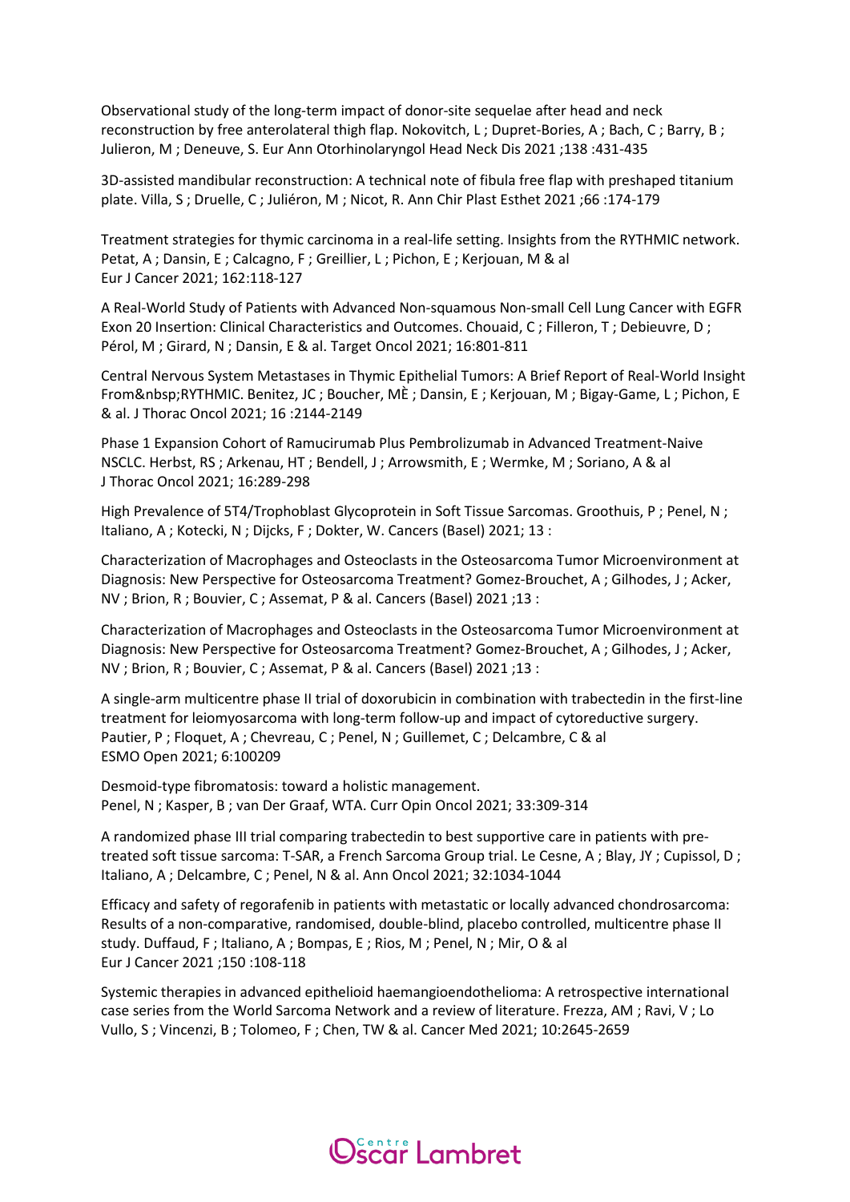Observational study of the long-term impact of donor-site sequelae after head and neck reconstruction by free anterolateral thigh flap. Nokovitch, L ; Dupret-Bories, A ; Bach, C ; Barry, B ; Julieron, M ; Deneuve, S. Eur Ann Otorhinolaryngol Head Neck Dis 2021 ;138 :431-435

3D-assisted mandibular reconstruction: A technical note of fibula free flap with preshaped titanium plate. Villa, S ; Druelle, C ; Juliéron, M ; Nicot, R. Ann Chir Plast Esthet 2021 ;66 :174-179

Treatment strategies for thymic carcinoma in a real-life setting. Insights from the RYTHMIC network. Petat, A ; Dansin, E ; Calcagno, F ; Greillier, L ; Pichon, E ; Kerjouan, M & al
Eur J Cancer 2021; 162:118-127

A Real-World Study of Patients with Advanced Non-squamous Non-small Cell Lung Cancer with EGFR Exon 20 Insertion: Clinical Characteristics and Outcomes. Chouaid, C ; Filleron, T ; Debieuvre, D ; Pérol, M ; Girard, N ; Dansin, E & al. Target Oncol 2021; 16:801-811

Central Nervous System Metastases in Thymic Epithelial Tumors: A Brief Report of Real-World Insight From&nbsp;RYTHMIC. Benitez, JC ; Boucher, MÈ ; Dansin, E ; Kerjouan, M ; Bigay-Game, L ; Pichon, E & al. J Thorac Oncol 2021; 16 :2144-2149

Phase 1 Expansion Cohort of Ramucirumab Plus Pembrolizumab in Advanced Treatment-Naive NSCLC. Herbst, RS ; Arkenau, HT ; Bendell, J ; Arrowsmith, E ; Wermke, M ; Soriano, A & al
J Thorac Oncol 2021; 16:289-298

High Prevalence of 5T4/Trophoblast Glycoprotein in Soft Tissue Sarcomas. Groothuis, P ; Penel, N ; Italiano, A ; Kotecki, N ; Dijcks, F ; Dokter, W. Cancers (Basel) 2021; 13 :

Characterization of Macrophages and Osteoclasts in the Osteosarcoma Tumor Microenvironment at Diagnosis: New Perspective for Osteosarcoma Treatment? Gomez-Brouchet, A ; Gilhodes, J ; Acker, NV ; Brion, R ; Bouvier, C ; Assemat, P & al. Cancers (Basel) 2021 ;13 :

Characterization of Macrophages and Osteoclasts in the Osteosarcoma Tumor Microenvironment at Diagnosis: New Perspective for Osteosarcoma Treatment? Gomez-Brouchet, A ; Gilhodes, J ; Acker, NV ; Brion, R ; Bouvier, C ; Assemat, P & al. Cancers (Basel) 2021 ;13 :

A single-arm multicentre phase II trial of doxorubicin in combination with trabectedin in the first-line treatment for leiomyosarcoma with long-term follow-up and impact of cytoreductive surgery. Pautier, P ; Floquet, A ; Chevreau, C ; Penel, N ; Guillemet, C ; Delcambre, C & al
ESMO Open 2021; 6:100209

Desmoid-type fibromatosis: toward a holistic management.
Penel, N ; Kasper, B ; van Der Graaf, WTA. Curr Opin Oncol 2021; 33:309-314

A randomized phase III trial comparing trabectedin to best supportive care in patients with pre-treated soft tissue sarcoma: T-SAR, a French Sarcoma Group trial. Le Cesne, A ; Blay, JY ; Cupissol, D ; Italiano, A ; Delcambre, C ; Penel, N & al. Ann Oncol 2021; 32:1034-1044

Efficacy and safety of regorafenib in patients with metastatic or locally advanced chondrosarcoma: Results of a non-comparative, randomised, double-blind, placebo controlled, multicentre phase II study. Duffaud, F ; Italiano, A ; Bompas, E ; Rios, M ; Penel, N ; Mir, O & al
Eur J Cancer 2021 ;150 :108-118

Systemic therapies in advanced epithelioid haemangioendothelioma: A retrospective international case series from the World Sarcoma Network and a review of literature. Frezza, AM ; Ravi, V ; Lo Vullo, S ; Vincenzi, B ; Tolomeo, F ; Chen, TW & al. Cancer Med 2021; 10:2645-2659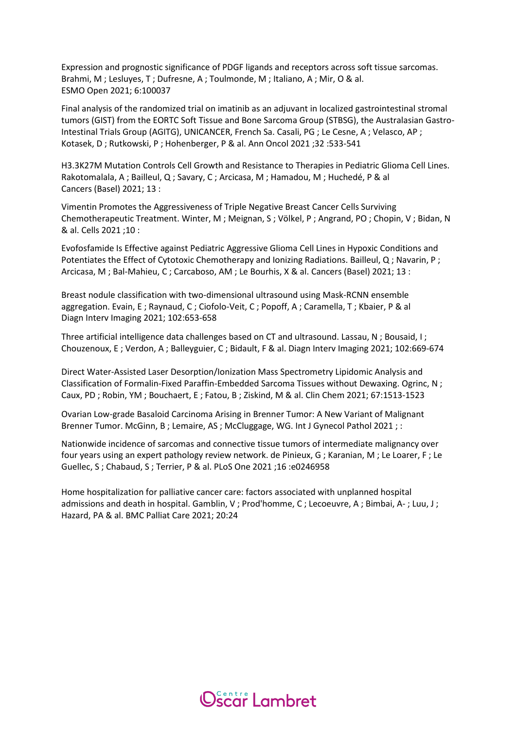Expression and prognostic significance of PDGF ligands and receptors across soft tissue sarcomas. Brahmi, M ; Lesluyes, T ; Dufresne, A ; Toulmonde, M ; Italiano, A ; Mir, O & al. ESMO Open 2021; 6:100037

Final analysis of the randomized trial on imatinib as an adjuvant in localized gastrointestinal stromal tumors (GIST) from the EORTC Soft Tissue and Bone Sarcoma Group (STBSG), the Australasian Gastro-Intestinal Trials Group (AGITG), UNICANCER, French Sa. Casali, PG ; Le Cesne, A ; Velasco, AP ; Kotasek, D ; Rutkowski, P ; Hohenberger, P & al. Ann Oncol 2021 ;32 :533-541

H3.3K27M Mutation Controls Cell Growth and Resistance to Therapies in Pediatric Glioma Cell Lines. Rakotomalala, A ; Bailleul, Q ; Savary, C ; Arcicasa, M ; Hamadou, M ; Huchedé, P & al Cancers (Basel) 2021; 13 :

Vimentin Promotes the Aggressiveness of Triple Negative Breast Cancer Cells Surviving Chemotherapeutic Treatment. Winter, M ; Meignan, S ; Völkel, P ; Angrand, PO ; Chopin, V ; Bidan, N & al. Cells 2021 ;10 :

Evofosfamide Is Effective against Pediatric Aggressive Glioma Cell Lines in Hypoxic Conditions and Potentiates the Effect of Cytotoxic Chemotherapy and Ionizing Radiations. Bailleul, Q ; Navarin, P ; Arcicasa, M ; Bal-Mahieu, C ; Carcaboso, AM ; Le Bourhis, X & al. Cancers (Basel) 2021; 13 :

Breast nodule classification with two-dimensional ultrasound using Mask-RCNN ensemble aggregation. Evain, E ; Raynaud, C ; Ciofolo-Veit, C ; Popoff, A ; Caramella, T ; Kbaier, P & al Diagn Interv Imaging 2021; 102:653-658

Three artificial intelligence data challenges based on CT and ultrasound. Lassau, N ; Bousaid, I ; Chouzenoux, E ; Verdon, A ; Balleyguier, C ; Bidault, F & al. Diagn Interv Imaging 2021; 102:669-674

Direct Water-Assisted Laser Desorption/Ionization Mass Spectrometry Lipidomic Analysis and Classification of Formalin-Fixed Paraffin-Embedded Sarcoma Tissues without Dewaxing. Ogrinc, N ; Caux, PD ; Robin, YM ; Bouchaert, E ; Fatou, B ; Ziskind, M & al. Clin Chem 2021; 67:1513-1523

Ovarian Low-grade Basaloid Carcinoma Arising in Brenner Tumor: A New Variant of Malignant Brenner Tumor. McGinn, B ; Lemaire, AS ; McCluggage, WG. Int J Gynecol Pathol 2021 ; :

Nationwide incidence of sarcomas and connective tissue tumors of intermediate malignancy over four years using an expert pathology review network. de Pinieux, G ; Karanian, M ; Le Loarer, F ; Le Guellec, S ; Chabaud, S ; Terrier, P & al. PLoS One 2021 ;16 :e0246958

Home hospitalization for palliative cancer care: factors associated with unplanned hospital admissions and death in hospital. Gamblin, V ; Prod'homme, C ; Lecoeuvre, A ; Bimbai, A- ; Luu, J ; Hazard, PA & al. BMC Palliat Care 2021; 20:24